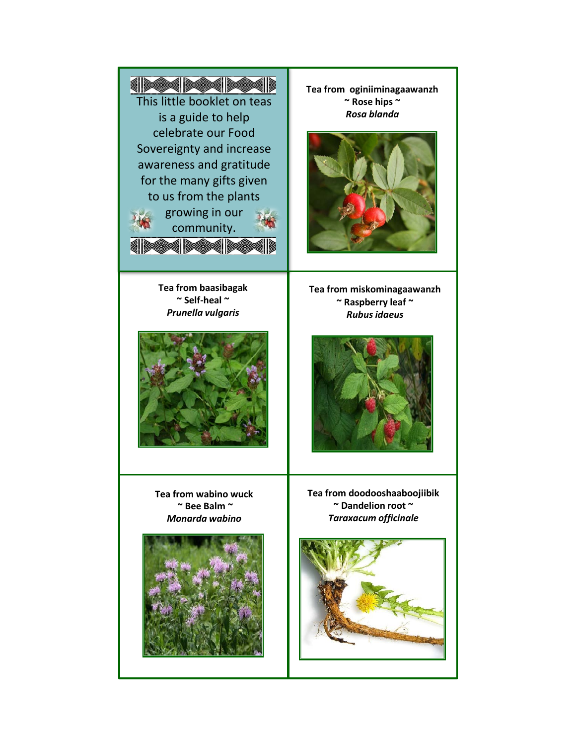This little booklet on teas is a guide to help celebrate our Food Sovereignty and increase awareness and gratitude for the many gifts given to us from the plants growing in our community.

**Tea from oginiiminagaawanzh**
**~ Rose hips ~**
***Rosa blanda***

**Tea from baasibagak**
**~ Self-heal ~**
***Prunella vulgaris***

**Tea from miskominagaawanzh**
**~ Raspberry leaf ~**
***Rubus idaeus***

**Tea from wabino wuck**
**~ Bee Balm ~**
***Monarda wabino***

**Tea from doodooshaaboojiibik**
**~ Dandelion root ~**
***Taraxacum officinale***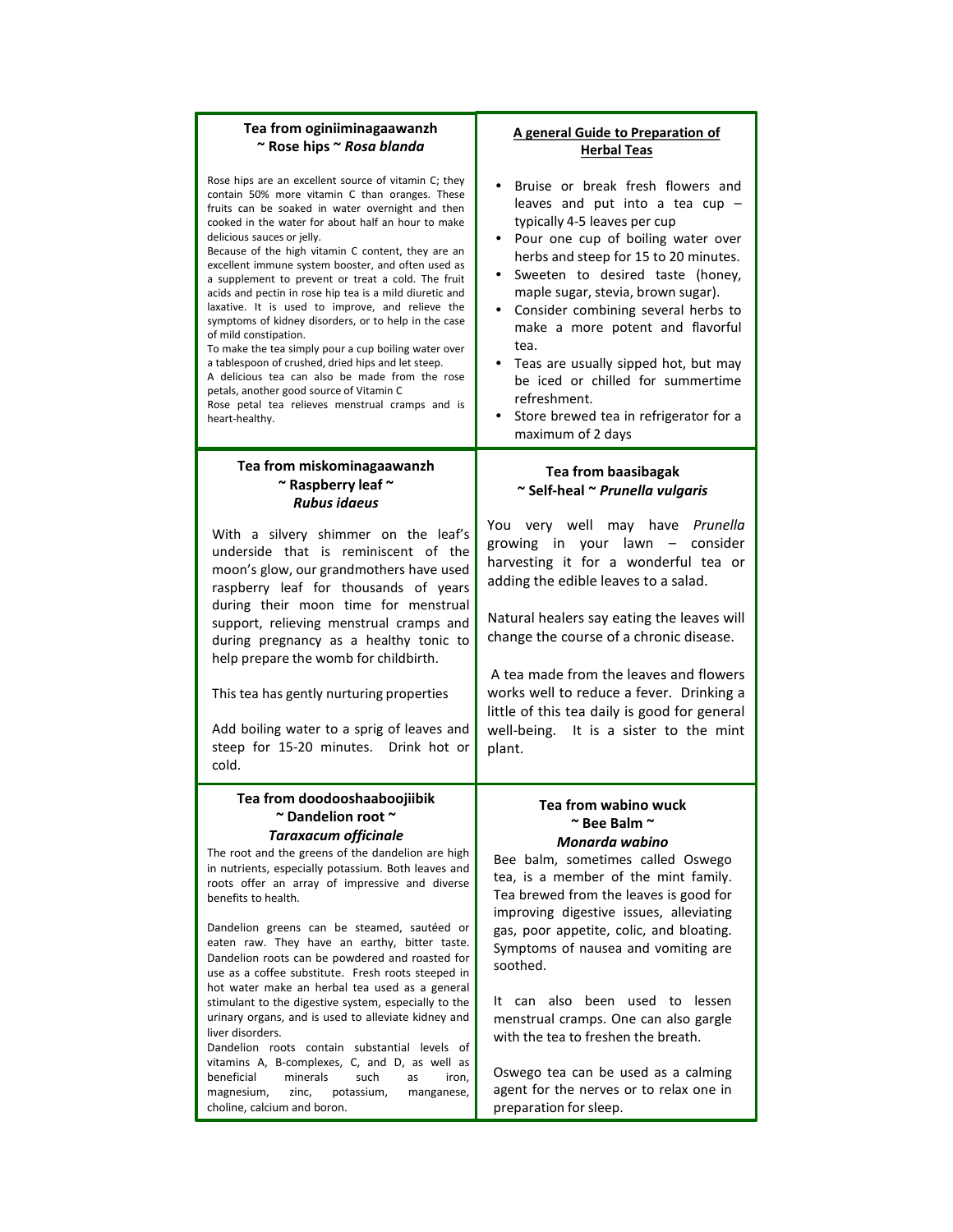## Tea from oginiiminagaawanzh
## ~ Rose hips ~ *Rosa blanda*

Rose hips are an excellent source of vitamin C; they contain 50% more vitamin C than oranges. These fruits can be soaked in water overnight and then cooked in the water for about half an hour to make delicious sauces or jelly.

Because of the high vitamin C content, they are an excellent immune system booster, and often used as a supplement to prevent or treat a cold. The fruit acids and pectin in rose hip tea is a mild diuretic and laxative. It is used to improve, and relieve the symptoms of kidney disorders, or to help in the case of mild constipation.

To make the tea simply pour a cup boiling water over a tablespoon of crushed, dried hips and let steep.

A delicious tea can also be made from the rose petals, another good source of Vitamin C

Rose petal tea relieves menstrual cramps and is heart-healthy.

## A general Guide to Preparation of Herbal Teas

- Bruise or break fresh flowers and leaves and put into a tea cup – typically 4-5 leaves per cup
- Pour one cup of boiling water over herbs and steep for 15 to 20 minutes.
- Sweeten to desired taste (honey, maple sugar, stevia, brown sugar).
- Consider combining several herbs to make a more potent and flavorful tea.
- Teas are usually sipped hot, but may be iced or chilled for summertime refreshment.
- Store brewed tea in refrigerator for a maximum of 2 days

## Tea from miskominagaawanzh
## ~ Raspberry leaf ~ *Rubus idaeus*

With a silvery shimmer on the leaf's underside that is reminiscent of the moon's glow, our grandmothers have used raspberry leaf for thousands of years during their moon time for menstrual support, relieving menstrual cramps and during pregnancy as a healthy tonic to help prepare the womb for childbirth.

This tea has gently nurturing properties

Add boiling water to a sprig of leaves and steep for 15-20 minutes. Drink hot or cold.

## Tea from baasibagak
## ~ Self-heal ~ *Prunella vulgaris*

You very well may have *Prunella* growing in your lawn – consider harvesting it for a wonderful tea or adding the edible leaves to a salad.

Natural healers say eating the leaves will change the course of a chronic disease.

A tea made from the leaves and flowers works well to reduce a fever. Drinking a little of this tea daily is good for general well-being. It is a sister to the mint plant.

## Tea from doodooshaaboojiibik
## ~ Dandelion root ~ *Taraxacum officinale*

The root and the greens of the dandelion are high in nutrients, especially potassium. Both leaves and roots offer an array of impressive and diverse benefits to health.

Dandelion greens can be steamed, sautéed or eaten raw. They have an earthy, bitter taste. Dandelion roots can be powdered and roasted for use as a coffee substitute. Fresh roots steeped in hot water make an herbal tea used as a general stimulant to the digestive system, especially to the urinary organs, and is used to alleviate kidney and liver disorders.

Dandelion roots contain substantial levels of vitamins A, B-complexes, C, and D, as well as beneficial minerals such as iron, magnesium, zinc, potassium, manganese, choline, calcium and boron.

## Tea from wabino wuck
## ~ Bee Balm ~ *Monarda wabino*

Bee balm, sometimes called Oswego tea, is a member of the mint family. Tea brewed from the leaves is good for improving digestive issues, alleviating gas, poor appetite, colic, and bloating. Symptoms of nausea and vomiting are soothed.

It can also been used to lessen menstrual cramps. One can also gargle with the tea to freshen the breath.

Oswego tea can be used as a calming agent for the nerves or to relax one in preparation for sleep.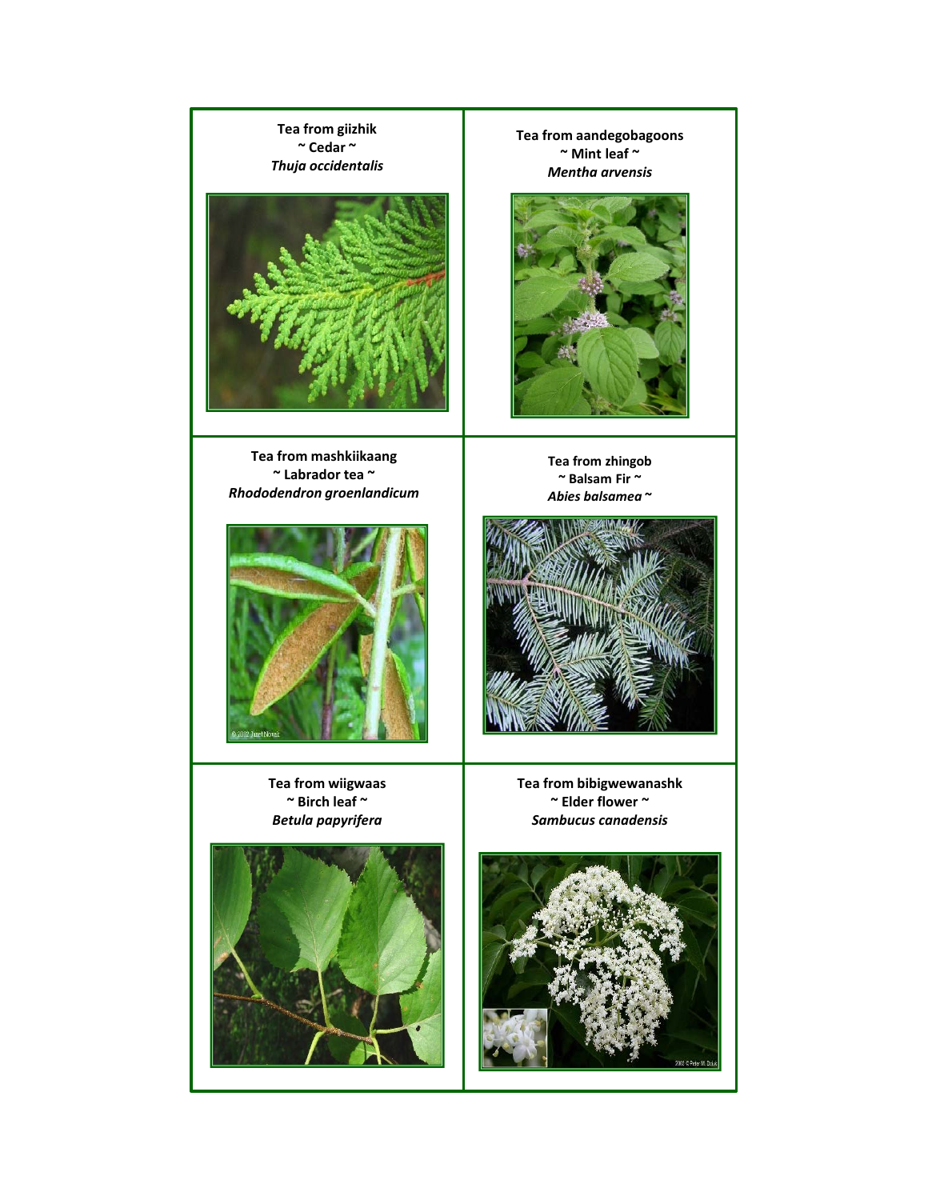**Tea from giizhik**
**~ Cedar ~**
***Thuja occidentalis***

**Tea from aandegobagoons**
**~ Mint leaf ~**
***Mentha arvensis***

**Tea from mashkiikaang**
**~ Labrador tea ~**
***Rhododendron groenlandicum***

**Tea from zhingob**
**~ Balsam Fir ~**
***Abies balsamea ~***

**Tea from wiigwaas**
**~ Birch leaf ~**
***Betula papyrifera***

**Tea from bibigwewanashk**
**~ Elder flower ~**
***Sambucus canadensis***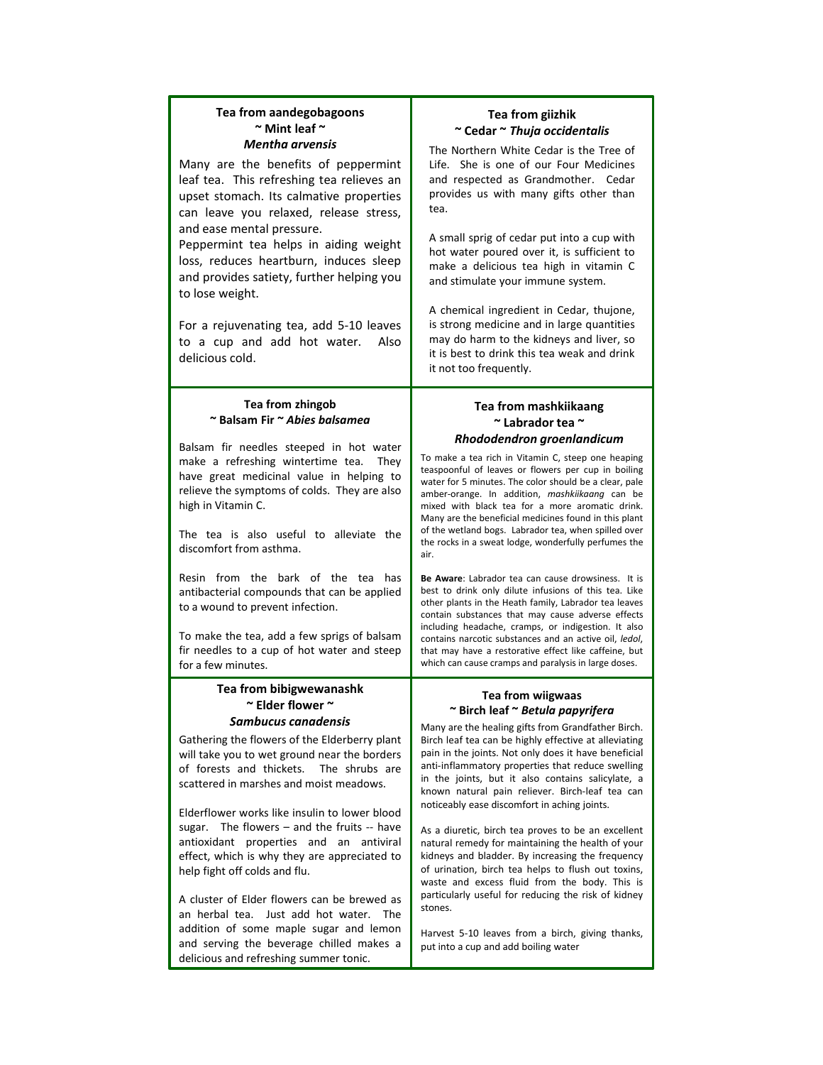### Tea from aandegobagoons
### ~ Mint leaf ~
### *Mentha arvensis*

Many are the benefits of peppermint leaf tea. This refreshing tea relieves an upset stomach. Its calmative properties can leave you relaxed, release stress, and ease mental pressure.

Peppermint tea helps in aiding weight loss, reduces heartburn, induces sleep and provides satiety, further helping you to lose weight.

For a rejuvenating tea, add 5-10 leaves to a cup and add hot water. Also delicious cold.

### Tea from giizhik
### ~ Cedar ~ *Thuja occidentalis*

The Northern White Cedar is the Tree of Life. She is one of our Four Medicines and respected as Grandmother. Cedar provides us with many gifts other than tea.

A small sprig of cedar put into a cup with hot water poured over it, is sufficient to make a delicious tea high in vitamin C and stimulate your immune system.

A chemical ingredient in Cedar, thujone, is strong medicine and in large quantities may do harm to the kidneys and liver, so it is best to drink this tea weak and drink it not too frequently.

### Tea from zhingob
### ~ Balsam Fir ~ *Abies balsamea*

Balsam fir needles steeped in hot water make a refreshing wintertime tea. They have great medicinal value in helping to relieve the symptoms of colds. They are also high in Vitamin C.

The tea is also useful to alleviate the discomfort from asthma.

Resin from the bark of the tea has antibacterial compounds that can be applied to a wound to prevent infection.

To make the tea, add a few sprigs of balsam fir needles to a cup of hot water and steep for a few minutes.

### Tea from mashkiikaang
### ~ Labrador tea ~
### *Rhododendron groenlandicum*

To make a tea rich in Vitamin C, steep one heaping teaspoonful of leaves or flowers per cup in boiling water for 5 minutes. The color should be a clear, pale amber-orange. In addition, *mashkiikaang* can be mixed with black tea for a more aromatic drink. Many are the beneficial medicines found in this plant of the wetland bogs. Labrador tea, when spilled over the rocks in a sweat lodge, wonderfully perfumes the air.

**Be Aware**: Labrador tea can cause drowsiness. It is best to drink only dilute infusions of this tea. Like other plants in the Heath family, Labrador tea leaves contain substances that may cause adverse effects including headache, cramps, or indigestion. It also contains narcotic substances and an active oil, *ledol*, that may have a restorative effect like caffeine, but which can cause cramps and paralysis in large doses.

### Tea from bibigwewanashk
### ~ Elder flower ~
### *Sambucus canadensis*

Gathering the flowers of the Elderberry plant will take you to wet ground near the borders of forests and thickets. The shrubs are scattered in marshes and moist meadows.

Elderflower works like insulin to lower blood sugar. The flowers – and the fruits -- have antioxidant properties and an antiviral effect, which is why they are appreciated to help fight off colds and flu.

A cluster of Elder flowers can be brewed as an herbal tea. Just add hot water. The addition of some maple sugar and lemon and serving the beverage chilled makes a delicious and refreshing summer tonic.

### Tea from wiigwaas
### ~ Birch leaf ~ *Betula papyrifera*

Many are the healing gifts from Grandfather Birch. Birch leaf tea can be highly effective at alleviating pain in the joints. Not only does it have beneficial anti-inflammatory properties that reduce swelling in the joints, but it also contains salicylate, a known natural pain reliever. Birch-leaf tea can noticeably ease discomfort in aching joints.

As a diuretic, birch tea proves to be an excellent natural remedy for maintaining the health of your kidneys and bladder. By increasing the frequency of urination, birch tea helps to flush out toxins, waste and excess fluid from the body. This is particularly useful for reducing the risk of kidney stones.

Harvest 5-10 leaves from a birch, giving thanks, put into a cup and add boiling water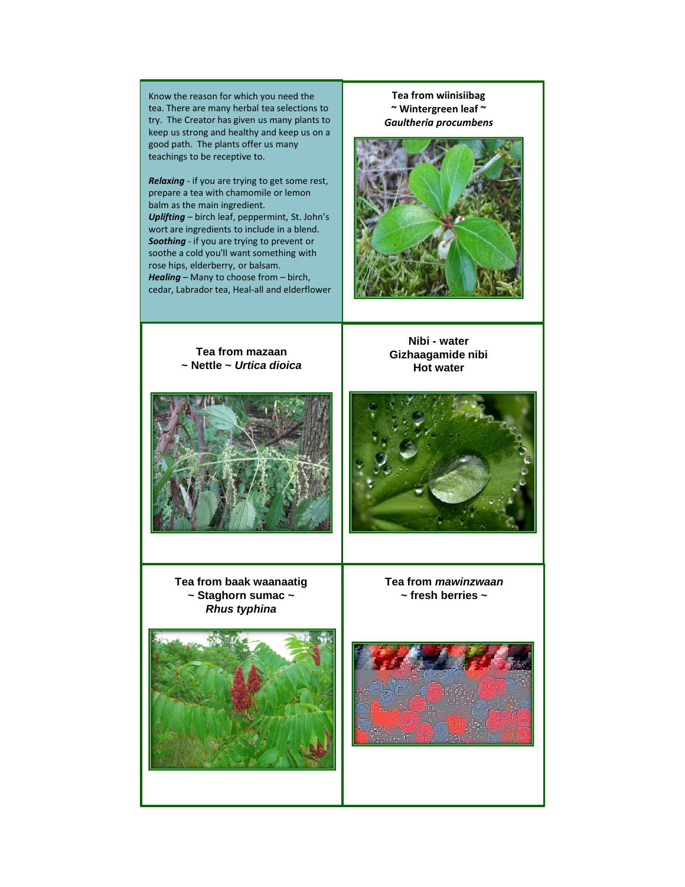Know the reason for which you need the tea. There are many herbal tea selections to try. The Creator has given us many plants to keep us strong and healthy and keep us on a good path. The plants offer us many teachings to be receptive to.

***Relaxing*** - if you are trying to get some rest, prepare a tea with chamomile or lemon balm as the main ingredient.
***Uplifting*** – birch leaf, peppermint, St. John's wort are ingredients to include in a blend.
***Soothing*** - if you are trying to prevent or soothe a cold you'll want something with rose hips, elderberry, or balsam.
***Healing*** – Many to choose from – birch, cedar, Labrador tea, Heal-all and elderflower

**Tea from wiinisiibag**
**~ Wintergreen leaf ~**
***Gaultheria procumbens***

**Tea from mazaan**
**~ Nettle ~ *Urtica dioica***

**Nibi - water**
**Gizhaagamide nibi**
**Hot water**

**Tea from baak waanaatig**
**~ Staghorn sumac ~**
***Rhus typhina***

**Tea from *mawinzwaan***
**~ fresh berries ~**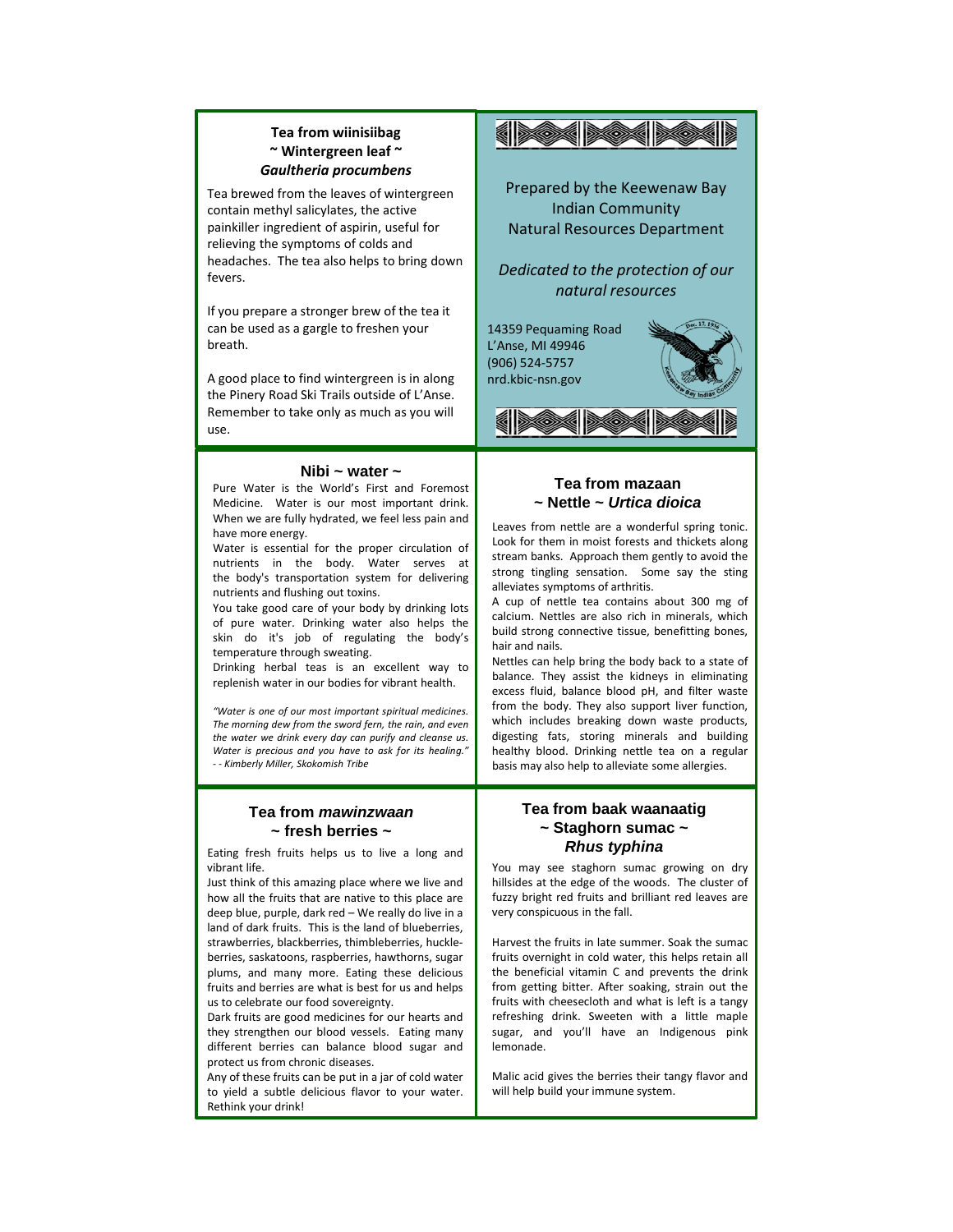## Tea from wiinisiibag
## ~ Wintergreen leaf ~
## *Gaultheria procumbens*

Tea brewed from the leaves of wintergreen contain methyl salicylates, the active painkiller ingredient of aspirin, useful for relieving the symptoms of colds and headaches. The tea also helps to bring down fevers.

If you prepare a stronger brew of the tea it can be used as a gargle to freshen your breath.

A good place to find wintergreen is in along the Pinery Road Ski Trails outside of L'Anse. Remember to take only as much as you will use.

Prepared by the Keewenaw Bay Indian Community Natural Resources Department

*Dedicated to the protection of our natural resources*

14359 Pequaming Road
L'Anse, MI 49946
(906) 524-5757
nrd.kbic-nsn.gov

## Nibi ~ water ~

Pure Water is the World's First and Foremost Medicine. Water is our most important drink. When we are fully hydrated, we feel less pain and have more energy.

Water is essential for the proper circulation of nutrients in the body. Water serves at the body's transportation system for delivering nutrients and flushing out toxins.

You take good care of your body by drinking lots of pure water. Drinking water also helps the skin do it's job of regulating the body's temperature through sweating.

Drinking herbal teas is an excellent way to replenish water in our bodies for vibrant health.

*"Water is one of our most important spiritual medicines. The morning dew from the sword fern, the rain, and even the water we drink every day can purify and cleanse us. Water is precious and you have to ask for its healing." - - Kimberly Miller, Skokomish Tribe*

## Tea from mazaan
## ~ Nettle ~ *Urtica dioica*

Leaves from nettle are a wonderful spring tonic. Look for them in moist forests and thickets along stream banks. Approach them gently to avoid the strong tingling sensation. Some say the sting alleviates symptoms of arthritis.

A cup of nettle tea contains about 300 mg of calcium. Nettles are also rich in minerals, which build strong connective tissue, benefitting bones, hair and nails.

Nettles can help bring the body back to a state of balance. They assist the kidneys in eliminating excess fluid, balance blood pH, and filter waste from the body. They also support liver function, which includes breaking down waste products, digesting fats, storing minerals and building healthy blood. Drinking nettle tea on a regular basis may also help to alleviate some allergies.

## Tea from *mawinzwaan*
## ~ fresh berries ~

Eating fresh fruits helps us to live a long and vibrant life.

Just think of this amazing place where we live and how all the fruits that are native to this place are deep blue, purple, dark red – We really do live in a land of dark fruits. This is the land of blueberries, strawberries, blackberries, thimbleberries, huckle-berries, saskatoons, raspberries, hawthorns, sugar plums, and many more. Eating these delicious fruits and berries are what is best for us and helps us to celebrate our food sovereignty.

Dark fruits are good medicines for our hearts and they strengthen our blood vessels. Eating many different berries can balance blood sugar and protect us from chronic diseases.

Any of these fruits can be put in a jar of cold water to yield a subtle delicious flavor to your water. Rethink your drink!

## Tea from baak waanaatig
## ~ Staghorn sumac ~
## *Rhus typhina*

You may see staghorn sumac growing on dry hillsides at the edge of the woods. The cluster of fuzzy bright red fruits and brilliant red leaves are very conspicuous in the fall.

Harvest the fruits in late summer. Soak the sumac fruits overnight in cold water, this helps retain all the beneficial vitamin C and prevents the drink from getting bitter. After soaking, strain out the fruits with cheesecloth and what is left is a tangy refreshing drink. Sweeten with a little maple sugar, and you'll have an Indigenous pink lemonade.

Malic acid gives the berries their tangy flavor and will help build your immune system.